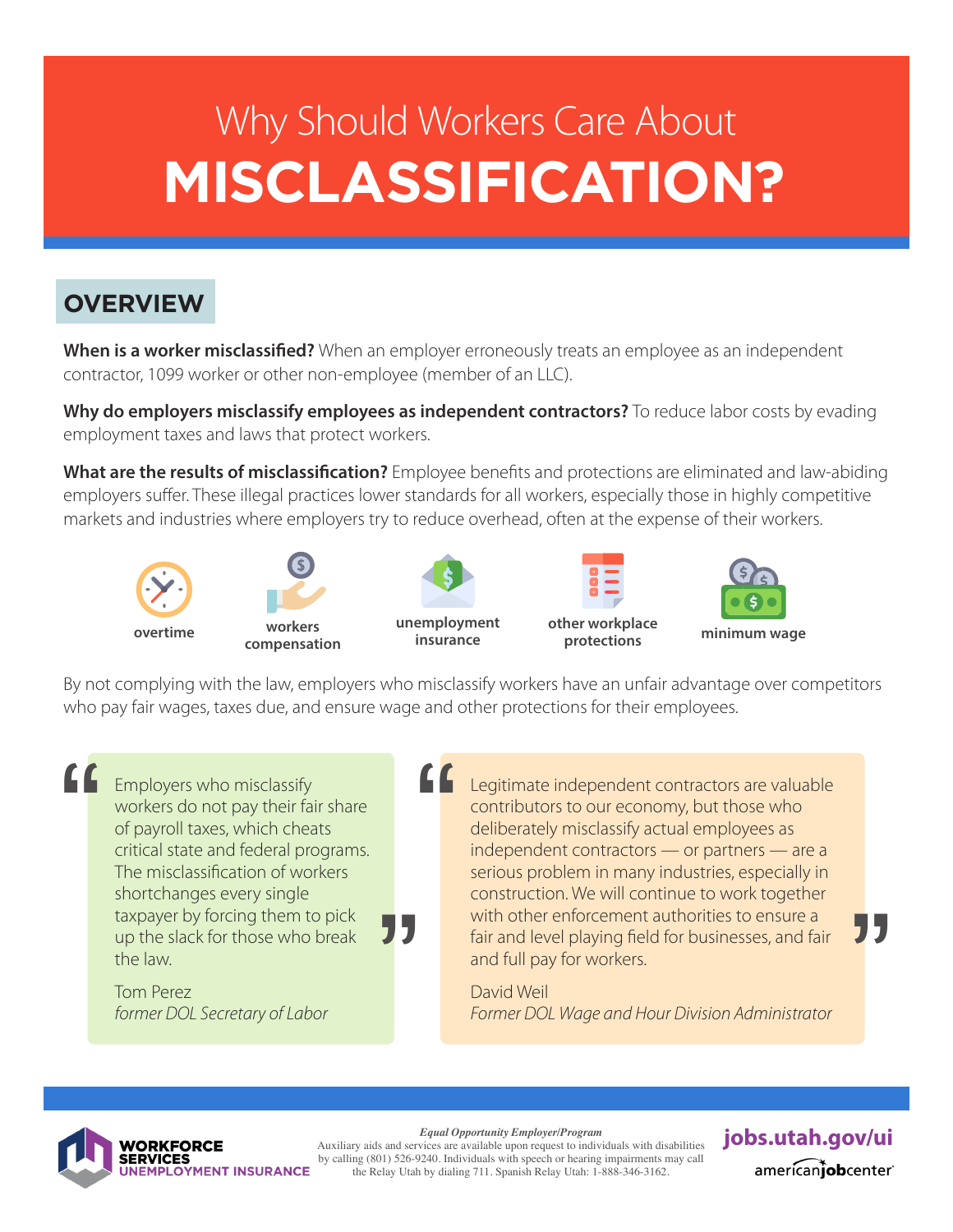# Why Should Workers Care About **MISCLASSIFICATION?**

## OVERVIEW

**When is a worker misclassified?** When an employer erroneously treats an employee as an independent contractor, 1099 worker or other non-employee (member of an LLC).

**Why do employers misclassify employees as independent contractors?** To reduce labor costs by evading employment taxes and laws that protect workers.

**What are the results of misclassification?** Employee benefits and protections are eliminated and law-abiding employers suffer. These illegal practices lower standards for all workers, especially those in highly competitive markets and industries where employers try to reduce overhead, often at the expense of their workers.

- overtime
- workers compensation
- unemployment insurance
- other workplace protections
- minimum wage

By not complying with the law, employers who misclassify workers have an unfair advantage over competitors who pay fair wages, taxes due, and ensure wage and other protections for their employees.

> "Employers who misclassify workers do not pay their fair share of payroll taxes, which cheats critical state and federal programs. The misclassification of workers shortchanges every single taxpayer by forcing them to pick up the slack for those who break the law."
>
> Tom Perez
> *former DOL Secretary of Labor*

> "Legitimate independent contractors are valuable contributors to our economy, but those who deliberately misclassify actual employees as independent contractors — or partners — are a serious problem in many industries, especially in construction. We will continue to work together with other enforcement authorities to ensure a fair and level playing field for businesses, and fair and full pay for workers."
>
> David Weil
> *Former DOL Wage and Hour Division Administrator*

**WORKFORCE SERVICES**
**UNEMPLOYMENT INSURANCE**

*Equal Opportunity Employer/Program*
Auxiliary aids and services are available upon request to individuals with disabilities by calling (801) 526-9240. Individuals with speech or hearing impairments may call the Relay Utah by dialing 711. Spanish Relay Utah: 1-888-346-3162.

**jobs.utah.gov/ui**

americanjobcenter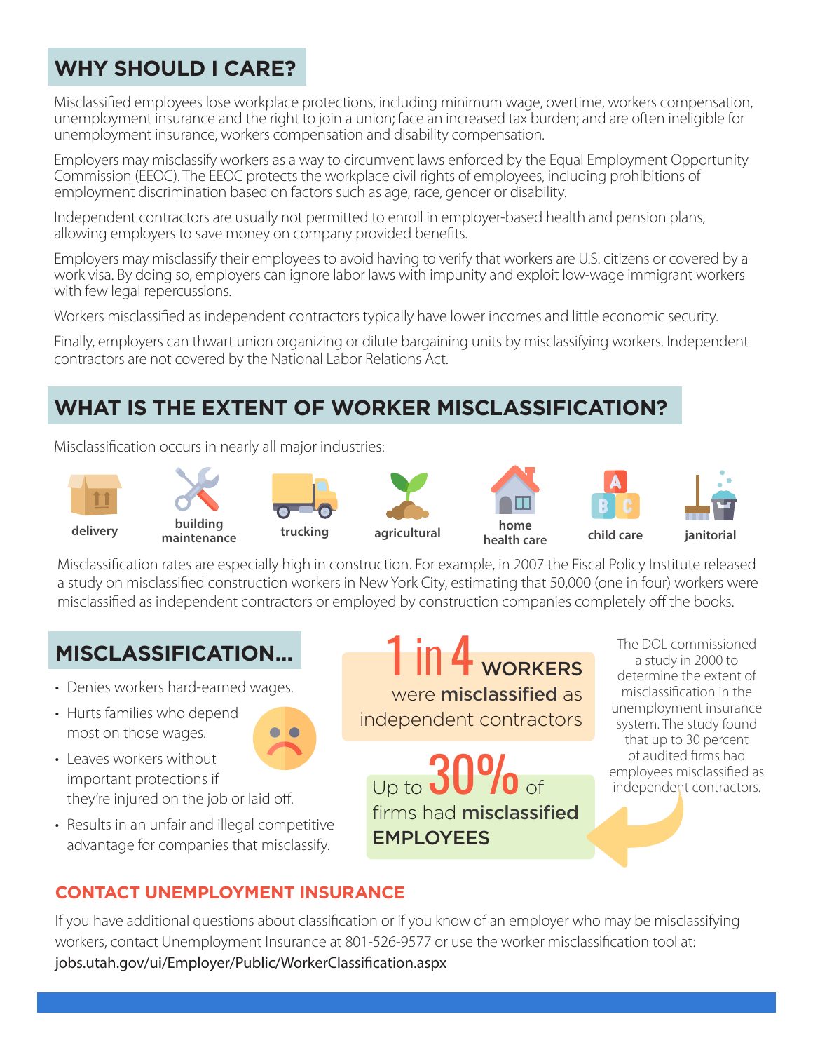## WHY SHOULD I CARE?

Misclassified employees lose workplace protections, including minimum wage, overtime, workers compensation, unemployment insurance and the right to join a union; face an increased tax burden; and are often ineligible for unemployment insurance, workers compensation and disability compensation.

Employers may misclassify workers as a way to circumvent laws enforced by the Equal Employment Opportunity Commission (EEOC). The EEOC protects the workplace civil rights of employees, including prohibitions of employment discrimination based on factors such as age, race, gender or disability.

Independent contractors are usually not permitted to enroll in employer-based health and pension plans, allowing employers to save money on company provided benefits.

Employers may misclassify their employees to avoid having to verify that workers are U.S. citizens or covered by a work visa. By doing so, employers can ignore labor laws with impunity and exploit low-wage immigrant workers with few legal repercussions.

Workers misclassified as independent contractors typically have lower incomes and little economic security.

Finally, employers can thwart union organizing or dilute bargaining units by misclassifying workers. Independent contractors are not covered by the National Labor Relations Act.

## WHAT IS THE EXTENT OF WORKER MISCLASSIFICATION?

Misclassification occurs in nearly all major industries:

delivery

building maintenance

trucking

agricultural

home health care

child care

janitorial

Misclassification rates are especially high in construction. For example, in 2007 the Fiscal Policy Institute released a study on misclassified construction workers in New York City, estimating that 50,000 (one in four) workers were misclassified as independent contractors or employed by construction companies completely off the books.

## MISCLASSIFICATION...

- Denies workers hard-earned wages.
- Hurts families who depend most on those wages.
- Leaves workers without important protections if they're injured on the job or laid off.
- Results in an unfair and illegal competitive advantage for companies that misclassify.

1 in 4 WORKERS were **misclassified** as independent contractors

Up to 30% of firms had **misclassified EMPLOYEES**

The DOL commissioned a study in 2000 to determine the extent of misclassification in the unemployment insurance system. The study found that up to 30 percent of audited firms had employees misclassified as independent contractors.

### CONTACT UNEMPLOYMENT INSURANCE

If you have additional questions about classification or if you know of an employer who may be misclassifying workers, contact Unemployment Insurance at 801-526-9577 or use the worker misclassification tool at: jobs.utah.gov/ui/Employer/Public/WorkerClassification.aspx